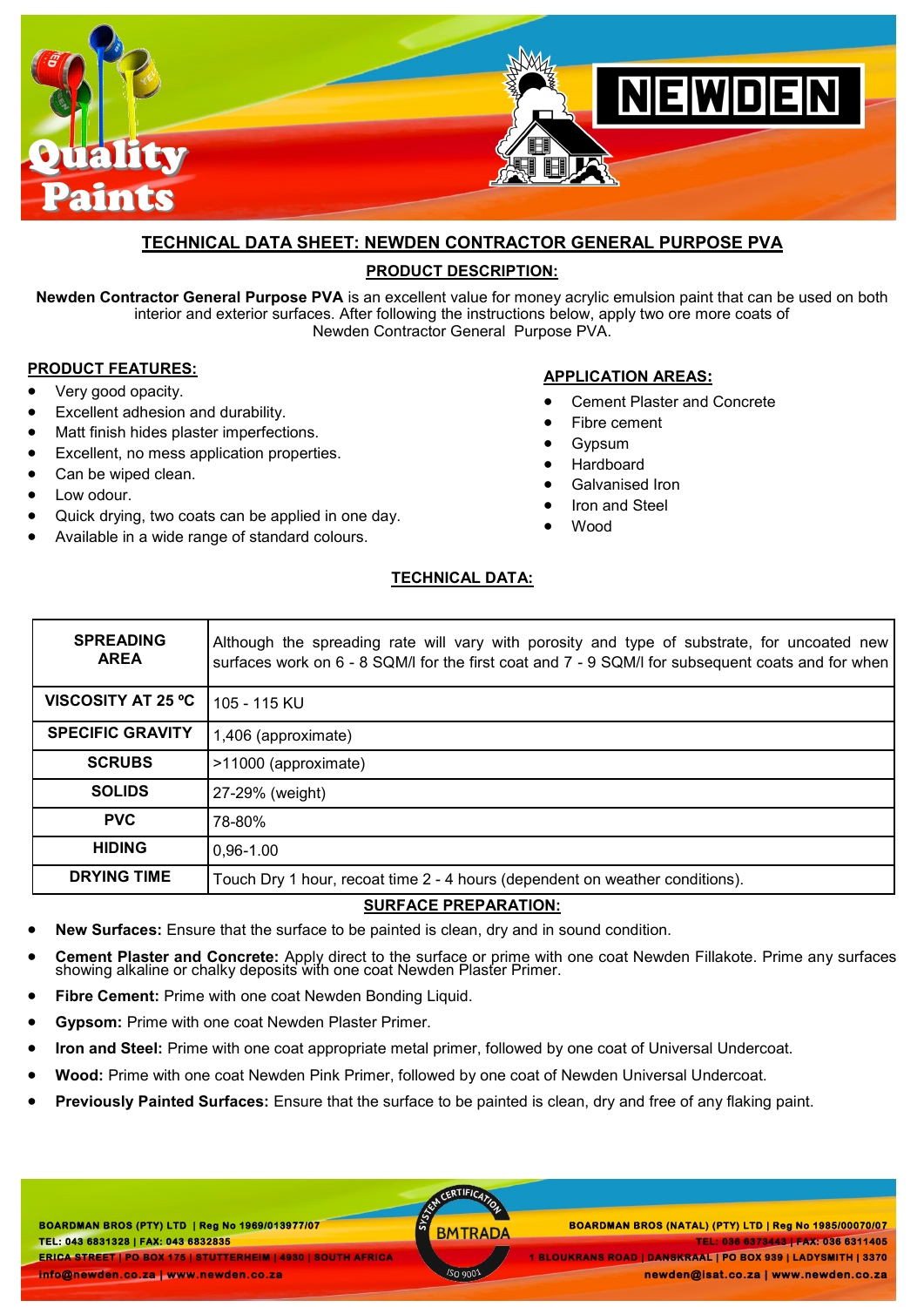# TECHNICAL DATA SHEET: NEWDEN CONTRACTOR GENERAL PURPOSE PVA

## PRODUCT DESCRIPTION:

**Newden Contractor General Purpose PVA** is an excellent value for money acrylic emulsion paint that can be used on both interior and exterior surfaces. After following the instructions below, apply two ore more coats of Newden Contractor General Purpose PVA.

## PRODUCT FEATURES:

- Very good opacity.
- Excellent adhesion and durability.
- Matt finish hides plaster imperfections.
- Excellent, no mess application properties.
- Can be wiped clean.
- Low odour.
- Quick drying, two coats can be applied in one day.
- Available in a wide range of standard colours.

## APPLICATION AREAS:

- Cement Plaster and Concrete
- Fibre cement
- Gypsum
- Hardboard
- Galvanised Iron
- Iron and Steel
- Wood

## TECHNICAL DATA:

| | |
|---|---|
| **SPREADING AREA** | Although the spreading rate will vary with porosity and type of substrate, for uncoated new surfaces work on 6 - 8 SQM/l for the first coat and 7 - 9 SQM/l for subsequent coats and for when |
| **VISCOSITY AT 25 ºC** | 105 - 115 KU |
| **SPECIFIC GRAVITY** | 1,406 (approximate) |
| **SCRUBS** | >11000 (approximate) |
| **SOLIDS** | 27-29% (weight) |
| **PVC** | 78-80% |
| **HIDING** | 0,96-1.00 |
| **DRYING TIME** | Touch Dry 1 hour, recoat time 2 - 4 hours (dependent on weather conditions). |

## SURFACE PREPARATION:

- **New Surfaces:** Ensure that the surface to be painted is clean, dry and in sound condition.
- **Cement Plaster and Concrete:** Apply direct to the surface or prime with one coat Newden Fillakote. Prime any surfaces showing alkaline or chalky deposits with one coat Newden Plaster Primer.
- **Fibre Cement:** Prime with one coat Newden Bonding Liquid.
- **Gypsom:** Prime with one coat Newden Plaster Primer.
- **Iron and Steel:** Prime with one coat appropriate metal primer, followed by one coat of Universal Undercoat.
- **Wood:** Prime with one coat Newden Pink Primer, followed by one coat of Newden Universal Undercoat.
- **Previously Painted Surfaces:** Ensure that the surface to be painted is clean, dry and free of any flaking paint.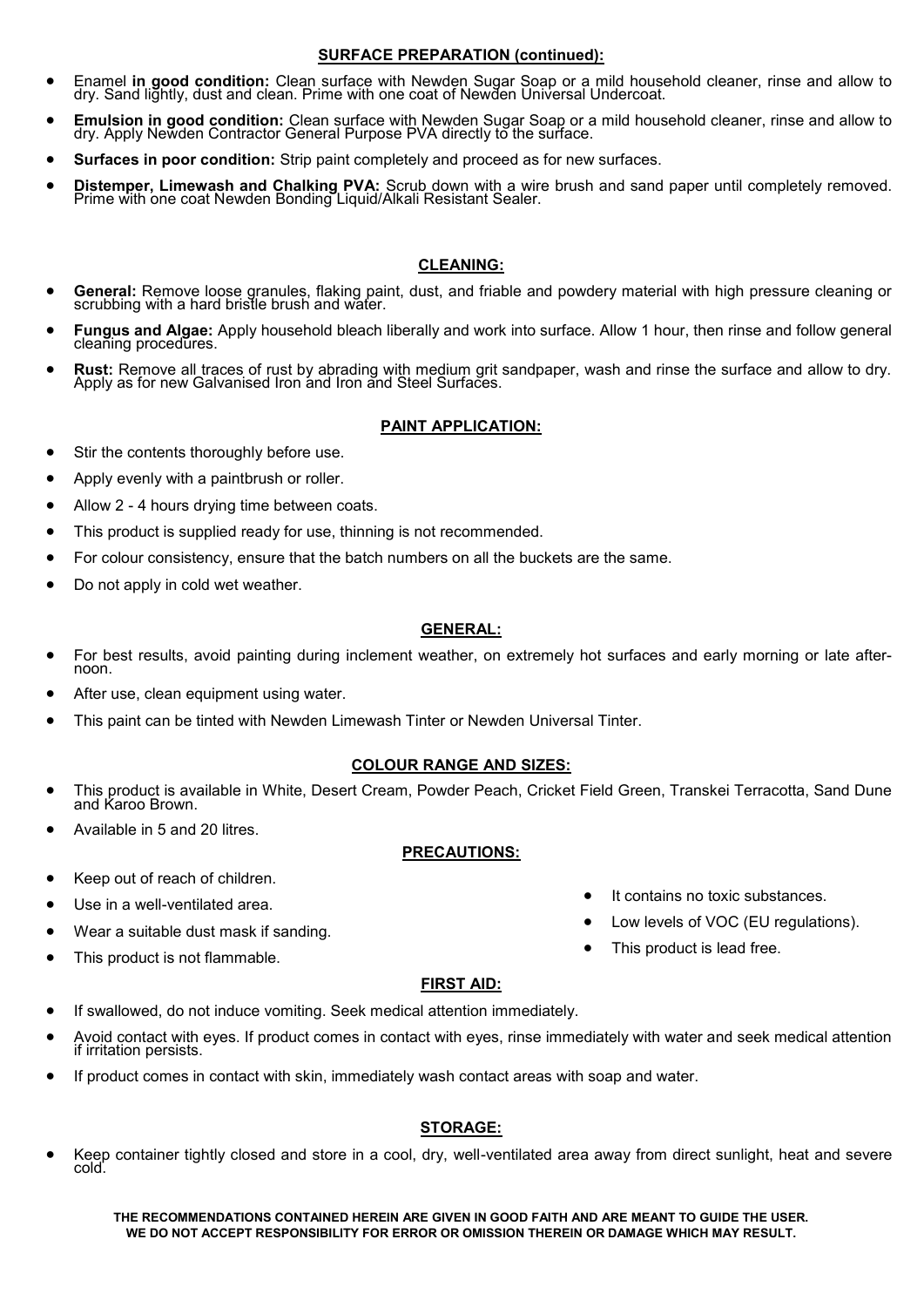## SURFACE PREPARATION (continued):

- Enamel **in good condition:** Clean surface with Newden Sugar Soap or a mild household cleaner, rinse and allow to dry. Sand lightly, dust and clean. Prime with one coat of Newden Universal Undercoat.
- **Emulsion in good condition:** Clean surface with Newden Sugar Soap or a mild household cleaner, rinse and allow to dry. Apply Newden Contractor General Purpose PVA directly to the surface.
- **Surfaces in poor condition:** Strip paint completely and proceed as for new surfaces.
- **Distemper, Limewash and Chalking PVA:** Scrub down with a wire brush and sand paper until completely removed. Prime with one coat Newden Bonding Liquid/Alkali Resistant Sealer.

## CLEANING:

- **General:** Remove loose granules, flaking paint, dust, and friable and powdery material with high pressure cleaning or scrubbing with a hard bristle brush and water.
- **Fungus and Algae:** Apply household bleach liberally and work into surface. Allow 1 hour, then rinse and follow general cleaning procedures.
- **Rust:** Remove all traces of rust by abrading with medium grit sandpaper, wash and rinse the surface and allow to dry. Apply as for new Galvanised Iron and Iron and Steel Surfaces.

## PAINT APPLICATION:

- Stir the contents thoroughly before use.
- Apply evenly with a paintbrush or roller.
- Allow 2 - 4 hours drying time between coats.
- This product is supplied ready for use, thinning is not recommended.
- For colour consistency, ensure that the batch numbers on all the buckets are the same.
- Do not apply in cold wet weather.

## GENERAL:

- For best results, avoid painting during inclement weather, on extremely hot surfaces and early morning or late afternoon.
- After use, clean equipment using water.
- This paint can be tinted with Newden Limewash Tinter or Newden Universal Tinter.

## COLOUR RANGE AND SIZES:

- This product is available in White, Desert Cream, Powder Peach, Cricket Field Green, Transkei Terracotta, Sand Dune and Karoo Brown.
- Available in 5 and 20 litres.

## PRECAUTIONS:

- Keep out of reach of children.
- Use in a well-ventilated area.
- Wear a suitable dust mask if sanding.
- This product is not flammable.
- It contains no toxic substances.
- Low levels of VOC (EU regulations).
- This product is lead free.

## FIRST AID:

- If swallowed, do not induce vomiting. Seek medical attention immediately.
- Avoid contact with eyes. If product comes in contact with eyes, rinse immediately with water and seek medical attention if irritation persists.
- If product comes in contact with skin, immediately wash contact areas with soap and water.

## STORAGE:

- Keep container tightly closed and store in a cool, dry, well-ventilated area away from direct sunlight, heat and severe cold.

**THE RECOMMENDATIONS CONTAINED HEREIN ARE GIVEN IN GOOD FAITH AND ARE MEANT TO GUIDE THE USER. WE DO NOT ACCEPT RESPONSIBILITY FOR ERROR OR OMISSION THEREIN OR DAMAGE WHICH MAY RESULT.**